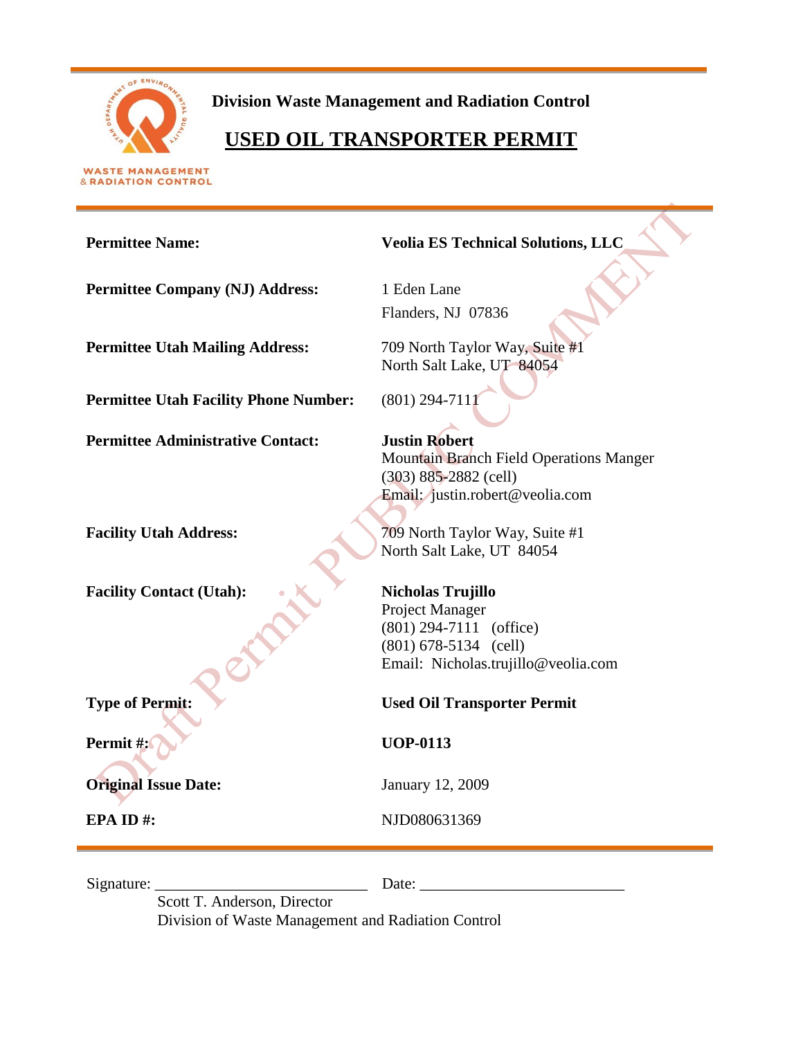WASTE MANAGEMENT & RADIATION CONTROL

**Division Waste Management and Radiation Control**

# USED OIL TRANSPORTER PERMIT

Draft Permit PUBLIC COMMENT

| | |
|---|---|
| **Permittee Name:** | **Veolia ES Technical Solutions, LLC** |
| **Permittee Company (NJ) Address:** | 1 Eden Lane<br>Flanders, NJ 07836 |
| **Permittee Utah Mailing Address:** | 709 North Taylor Way, Suite #1<br>North Salt Lake, UT 84054 |
| **Permittee Utah Facility Phone Number:** | (801) 294-7111 |
| **Permittee Administrative Contact:** | **Justin Robert**<br>Mountain Branch Field Operations Manger<br>(303) 885-2882 (cell)<br>Email: justin.robert@veolia.com |
| **Facility Utah Address:** | 709 North Taylor Way, Suite #1<br>North Salt Lake, UT 84054 |
| **Facility Contact (Utah):** | **Nicholas Trujillo**<br>Project Manager<br>(801) 294-7111 (office)<br>(801) 678-5134 (cell)<br>Email: Nicholas.trujillo@veolia.com |
| **Type of Permit:** | **Used Oil Transporter Permit** |
| **Permit #:** | **UOP-0113** |
| **Original Issue Date:** | January 12, 2009 |
| **EPA ID #:** | NJD080631369 |

Signature: ___________________________ Date: __________________________

Scott T. Anderson, Director
Division of Waste Management and Radiation Control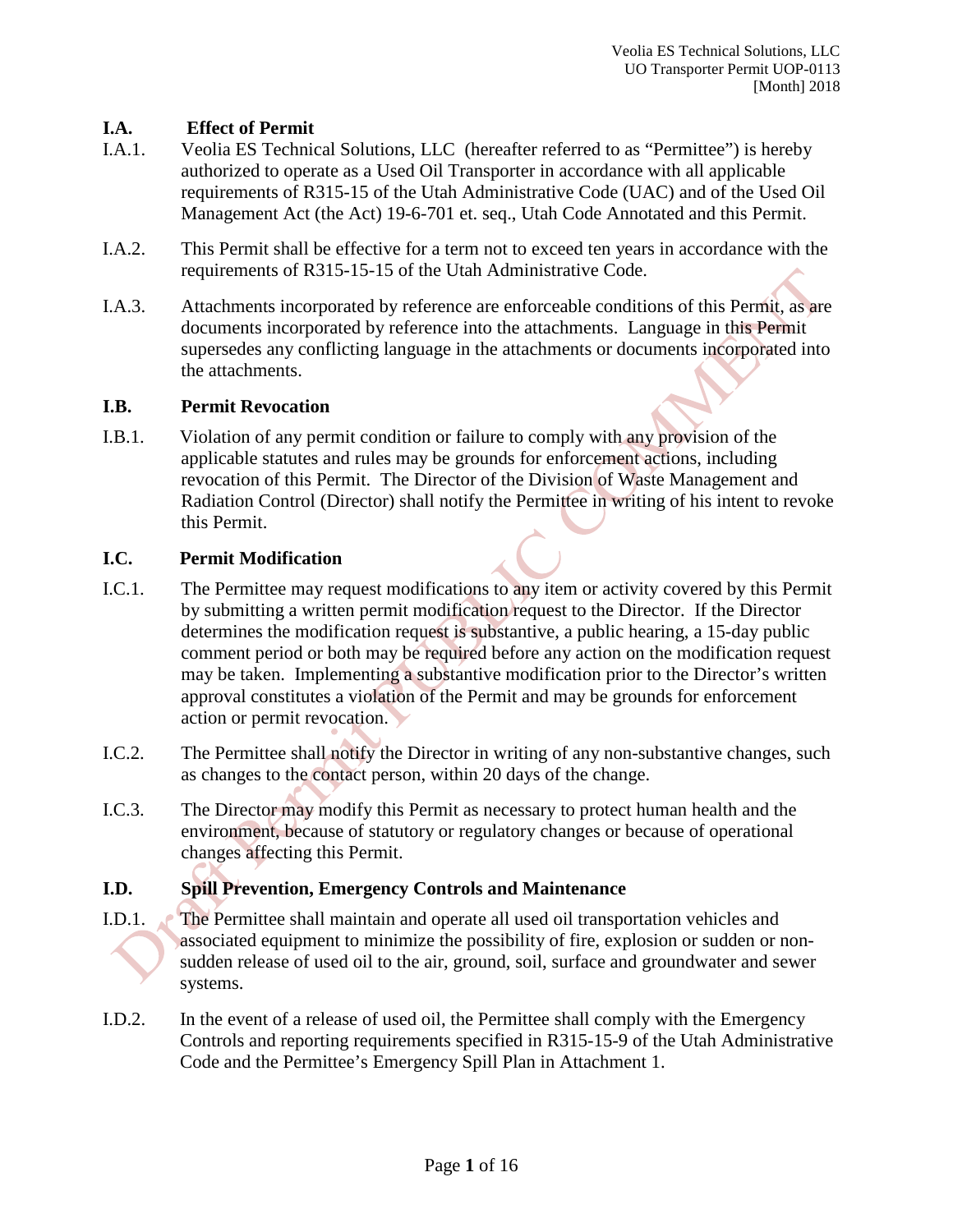## I.A. Effect of Permit

I.A.1. Veolia ES Technical Solutions, LLC (hereafter referred to as "Permittee") is hereby authorized to operate as a Used Oil Transporter in accordance with all applicable requirements of R315-15 of the Utah Administrative Code (UAC) and of the Used Oil Management Act (the Act) 19-6-701 et. seq., Utah Code Annotated and this Permit.

I.A.2. This Permit shall be effective for a term not to exceed ten years in accordance with the requirements of R315-15-15 of the Utah Administrative Code.

I.A.3. Attachments incorporated by reference are enforceable conditions of this Permit, as are documents incorporated by reference into the attachments. Language in this Permit supersedes any conflicting language in the attachments or documents incorporated into the attachments.

## I.B. Permit Revocation

I.B.1. Violation of any permit condition or failure to comply with any provision of the applicable statutes and rules may be grounds for enforcement actions, including revocation of this Permit. The Director of the Division of Waste Management and Radiation Control (Director) shall notify the Permittee in writing of his intent to revoke this Permit.

## I.C. Permit Modification

I.C.1. The Permittee may request modifications to any item or activity covered by this Permit by submitting a written permit modification request to the Director. If the Director determines the modification request is substantive, a public hearing, a 15-day public comment period or both may be required before any action on the modification request may be taken. Implementing a substantive modification prior to the Director's written approval constitutes a violation of the Permit and may be grounds for enforcement action or permit revocation.

I.C.2. The Permittee shall notify the Director in writing of any non-substantive changes, such as changes to the contact person, within 20 days of the change.

I.C.3. The Director may modify this Permit as necessary to protect human health and the environment, because of statutory or regulatory changes or because of operational changes affecting this Permit.

## I.D. Spill Prevention, Emergency Controls and Maintenance

I.D.1. The Permittee shall maintain and operate all used oil transportation vehicles and associated equipment to minimize the possibility of fire, explosion or sudden or non-sudden release of used oil to the air, ground, soil, surface and groundwater and sewer systems.

I.D.2. In the event of a release of used oil, the Permittee shall comply with the Emergency Controls and reporting requirements specified in R315-15-9 of the Utah Administrative Code and the Permittee's Emergency Spill Plan in Attachment 1.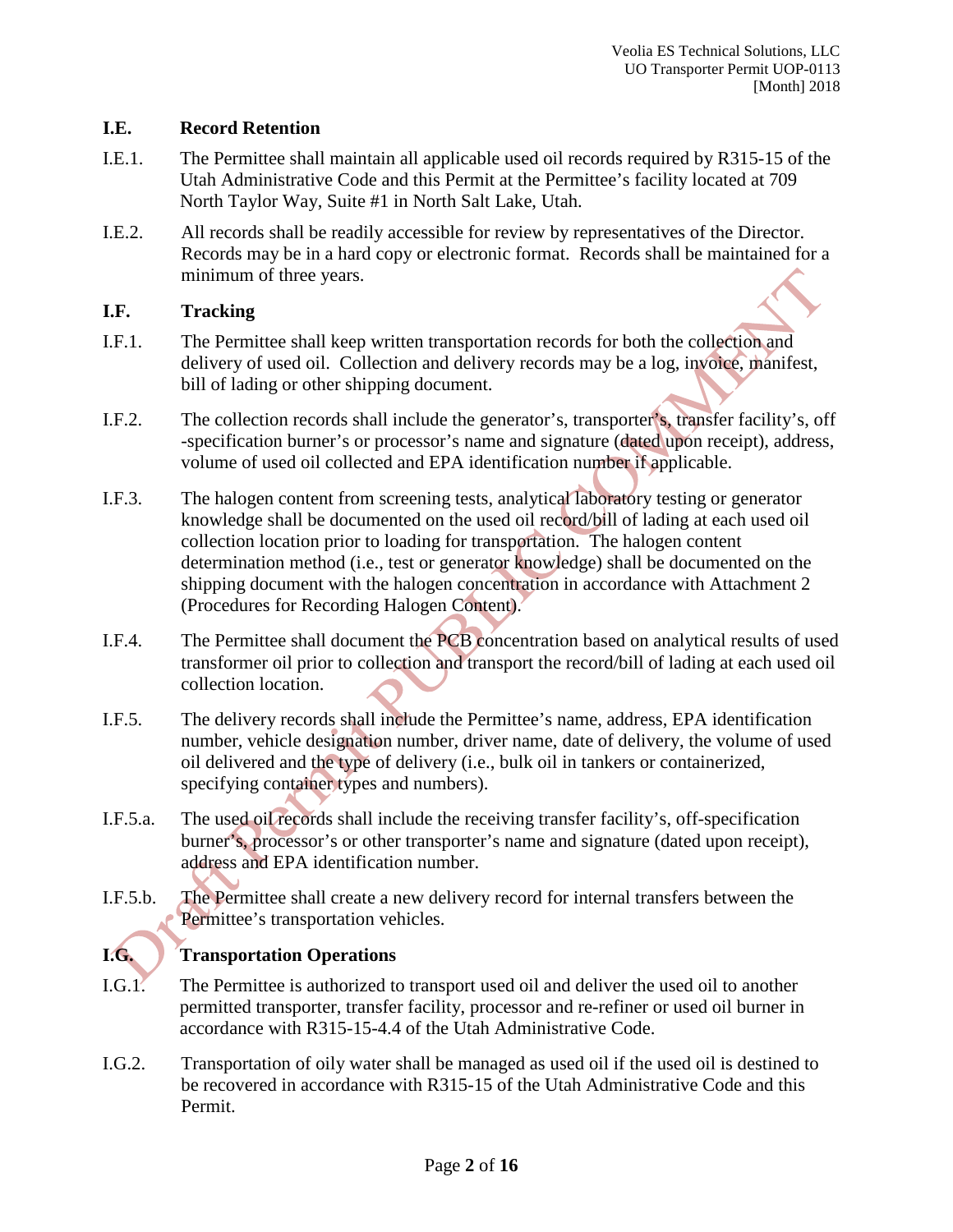## I.E. Record Retention

I.E.1. The Permittee shall maintain all applicable used oil records required by R315-15 of the Utah Administrative Code and this Permit at the Permittee's facility located at 709 North Taylor Way, Suite #1 in North Salt Lake, Utah.

I.E.2. All records shall be readily accessible for review by representatives of the Director. Records may be in a hard copy or electronic format. Records shall be maintained for a minimum of three years.

## I.F. Tracking

I.F.1. The Permittee shall keep written transportation records for both the collection and delivery of used oil. Collection and delivery records may be a log, invoice, manifest, bill of lading or other shipping document.

I.F.2. The collection records shall include the generator's, transporter's, transfer facility's, off -specification burner's or processor's name and signature (dated upon receipt), address, volume of used oil collected and EPA identification number if applicable.

I.F.3. The halogen content from screening tests, analytical laboratory testing or generator knowledge shall be documented on the used oil record/bill of lading at each used oil collection location prior to loading for transportation. The halogen content determination method (i.e., test or generator knowledge) shall be documented on the shipping document with the halogen concentration in accordance with Attachment 2 (Procedures for Recording Halogen Content).

I.F.4. The Permittee shall document the PCB concentration based on analytical results of used transformer oil prior to collection and transport the record/bill of lading at each used oil collection location.

I.F.5. The delivery records shall include the Permittee's name, address, EPA identification number, vehicle designation number, driver name, date of delivery, the volume of used oil delivered and the type of delivery (i.e., bulk oil in tankers or containerized, specifying container types and numbers).

I.F.5.a. The used oil records shall include the receiving transfer facility's, off-specification burner's, processor's or other transporter's name and signature (dated upon receipt), address and EPA identification number.

I.F.5.b. The Permittee shall create a new delivery record for internal transfers between the Permittee's transportation vehicles.

## I.G. Transportation Operations

I.G.1. The Permittee is authorized to transport used oil and deliver the used oil to another permitted transporter, transfer facility, processor and re-refiner or used oil burner in accordance with R315-15-4.4 of the Utah Administrative Code.

I.G.2. Transportation of oily water shall be managed as used oil if the used oil is destined to be recovered in accordance with R315-15 of the Utah Administrative Code and this Permit.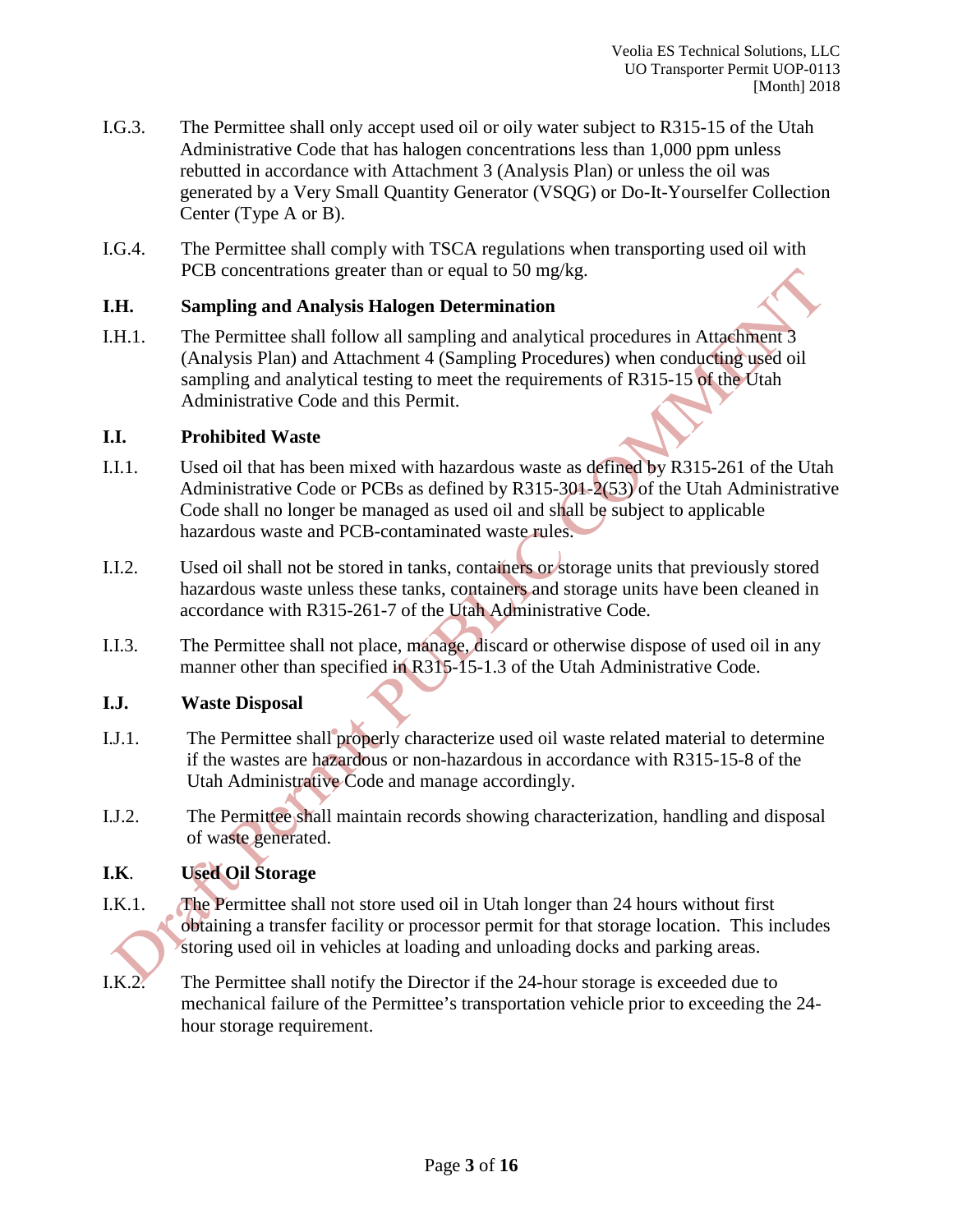I.G.3. The Permittee shall only accept used oil or oily water subject to R315-15 of the Utah Administrative Code that has halogen concentrations less than 1,000 ppm unless rebutted in accordance with Attachment 3 (Analysis Plan) or unless the oil was generated by a Very Small Quantity Generator (VSQG) or Do-It-Yourselfer Collection Center (Type A or B).

I.G.4. The Permittee shall comply with TSCA regulations when transporting used oil with PCB concentrations greater than or equal to 50 mg/kg.

**I.H. Sampling and Analysis Halogen Determination**

I.H.1. The Permittee shall follow all sampling and analytical procedures in Attachment 3 (Analysis Plan) and Attachment 4 (Sampling Procedures) when conducting used oil sampling and analytical testing to meet the requirements of R315-15 of the Utah Administrative Code and this Permit.

**I.I. Prohibited Waste**

I.I.1. Used oil that has been mixed with hazardous waste as defined by R315-261 of the Utah Administrative Code or PCBs as defined by R315-301-2(53) of the Utah Administrative Code shall no longer be managed as used oil and shall be subject to applicable hazardous waste and PCB-contaminated waste rules.

I.I.2. Used oil shall not be stored in tanks, containers or storage units that previously stored hazardous waste unless these tanks, containers and storage units have been cleaned in accordance with R315-261-7 of the Utah Administrative Code.

I.I.3. The Permittee shall not place, manage, discard or otherwise dispose of used oil in any manner other than specified in R315-15-1.3 of the Utah Administrative Code.

**I.J. Waste Disposal**

I.J.1. The Permittee shall properly characterize used oil waste related material to determine if the wastes are hazardous or non-hazardous in accordance with R315-15-8 of the Utah Administrative Code and manage accordingly.

I.J.2. The Permittee shall maintain records showing characterization, handling and disposal of waste generated.

**I.K. Used Oil Storage**

I.K.1. The Permittee shall not store used oil in Utah longer than 24 hours without first obtaining a transfer facility or processor permit for that storage location. This includes storing used oil in vehicles at loading and unloading docks and parking areas.

I.K.2. The Permittee shall notify the Director if the 24-hour storage is exceeded due to mechanical failure of the Permittee's transportation vehicle prior to exceeding the 24-hour storage requirement.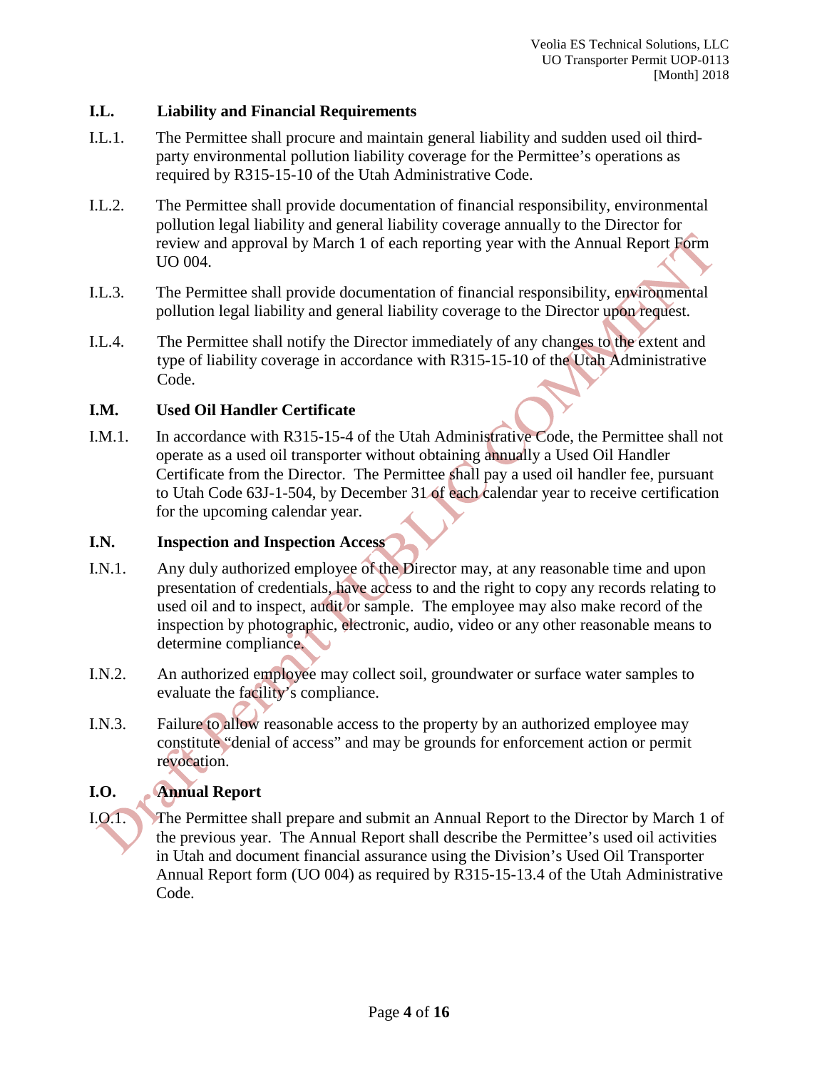### I.L. Liability and Financial Requirements

I.L.1. The Permittee shall procure and maintain general liability and sudden used oil third-party environmental pollution liability coverage for the Permittee's operations as required by R315-15-10 of the Utah Administrative Code.

I.L.2. The Permittee shall provide documentation of financial responsibility, environmental pollution legal liability and general liability coverage annually to the Director for review and approval by March 1 of each reporting year with the Annual Report Form UO 004.

I.L.3. The Permittee shall provide documentation of financial responsibility, environmental pollution legal liability and general liability coverage to the Director upon request.

I.L.4. The Permittee shall notify the Director immediately of any changes to the extent and type of liability coverage in accordance with R315-15-10 of the Utah Administrative Code.

### I.M. Used Oil Handler Certificate

I.M.1. In accordance with R315-15-4 of the Utah Administrative Code, the Permittee shall not operate as a used oil transporter without obtaining annually a Used Oil Handler Certificate from the Director. The Permittee shall pay a used oil handler fee, pursuant to Utah Code 63J-1-504, by December 31 of each calendar year to receive certification for the upcoming calendar year.

### I.N. Inspection and Inspection Access

I.N.1. Any duly authorized employee of the Director may, at any reasonable time and upon presentation of credentials, have access to and the right to copy any records relating to used oil and to inspect, audit or sample. The employee may also make record of the inspection by photographic, electronic, audio, video or any other reasonable means to determine compliance.

I.N.2. An authorized employee may collect soil, groundwater or surface water samples to evaluate the facility's compliance.

I.N.3. Failure to allow reasonable access to the property by an authorized employee may constitute "denial of access" and may be grounds for enforcement action or permit revocation.

### I.O. Annual Report

I.O.1. The Permittee shall prepare and submit an Annual Report to the Director by March 1 of the previous year. The Annual Report shall describe the Permittee's used oil activities in Utah and document financial assurance using the Division's Used Oil Transporter Annual Report form (UO 004) as required by R315-15-13.4 of the Utah Administrative Code.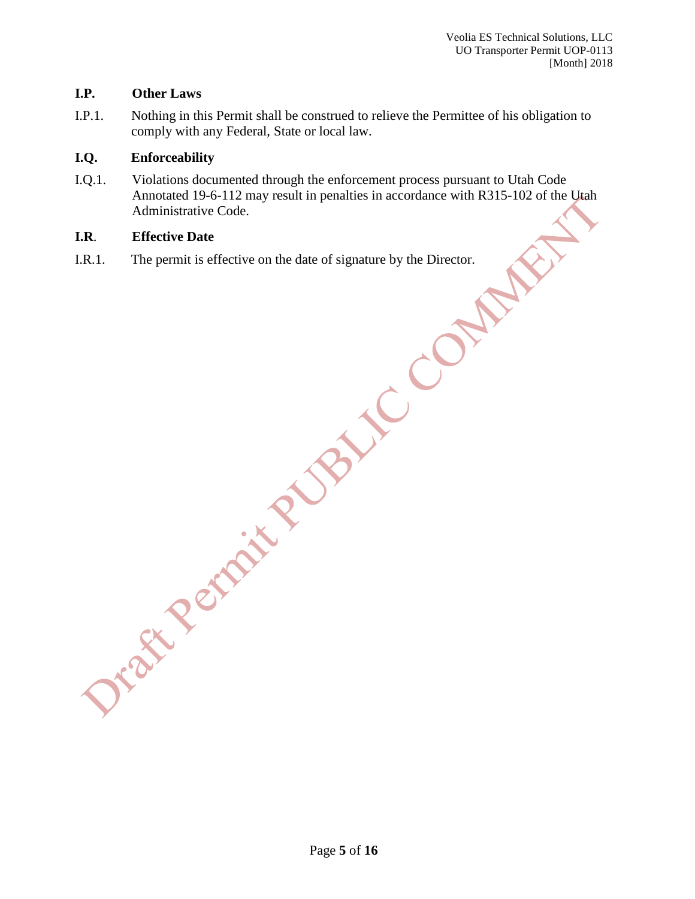### I.P. Other Laws

I.P.1. Nothing in this Permit shall be construed to relieve the Permittee of his obligation to comply with any Federal, State or local law.

### I.Q. Enforceability

I.Q.1. Violations documented through the enforcement process pursuant to Utah Code Annotated 19-6-112 may result in penalties in accordance with R315-102 of the Utah Administrative Code.

### I.R. Effective Date

I.R.1. The permit is effective on the date of signature by the Director.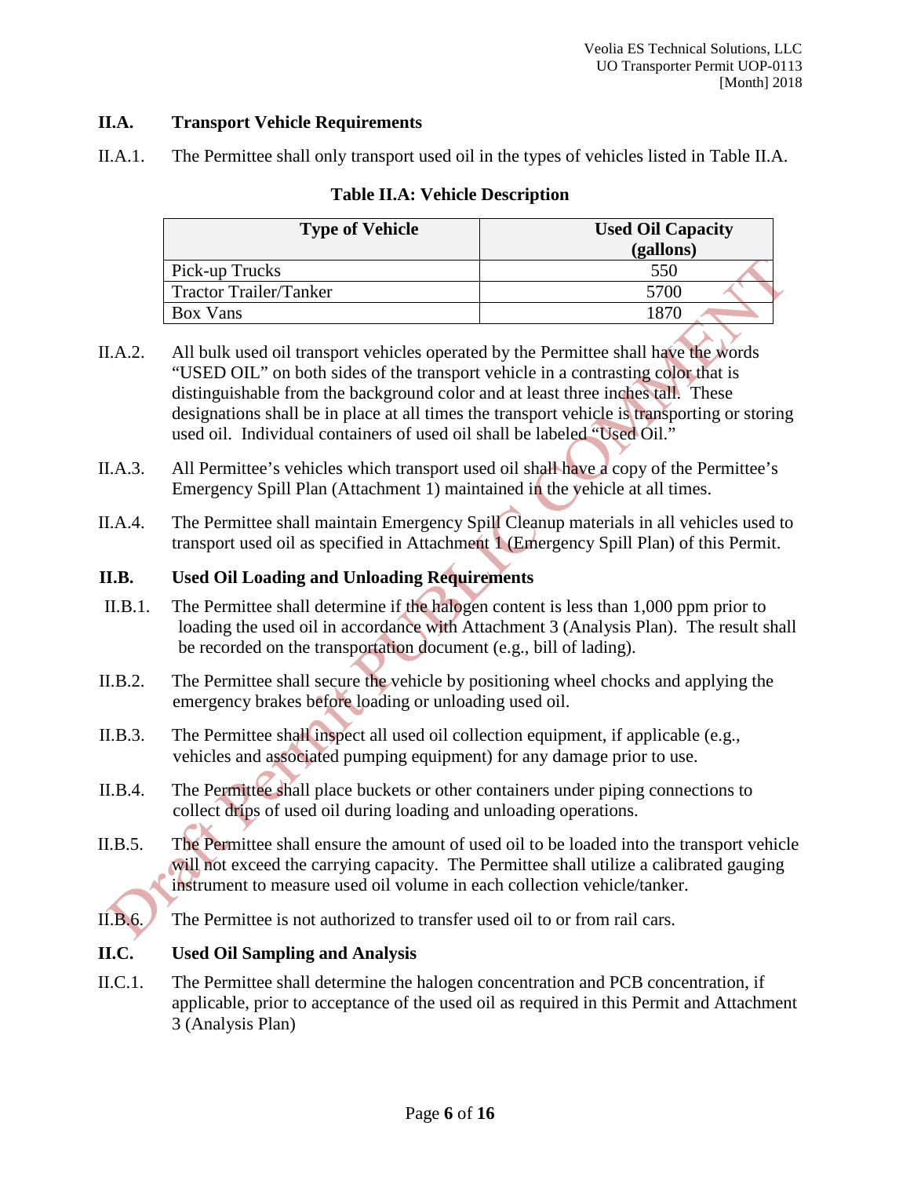### II.A. Transport Vehicle Requirements

II.A.1. The Permittee shall only transport used oil in the types of vehicles listed in Table II.A.

**Table II.A: Vehicle Description**

| Type of Vehicle | Used Oil Capacity (gallons) |
|---|---|
| Pick-up Trucks | 550 |
| Tractor Trailer/Tanker | 5700 |
| Box Vans | 1870 |

II.A.2. All bulk used oil transport vehicles operated by the Permittee shall have the words "USED OIL" on both sides of the transport vehicle in a contrasting color that is distinguishable from the background color and at least three inches tall. These designations shall be in place at all times the transport vehicle is transporting or storing used oil. Individual containers of used oil shall be labeled "Used Oil."

II.A.3. All Permittee's vehicles which transport used oil shall have a copy of the Permittee's Emergency Spill Plan (Attachment 1) maintained in the vehicle at all times.

II.A.4. The Permittee shall maintain Emergency Spill Cleanup materials in all vehicles used to transport used oil as specified in Attachment 1 (Emergency Spill Plan) of this Permit.

### II.B. Used Oil Loading and Unloading Requirements

II.B.1. The Permittee shall determine if the halogen content is less than 1,000 ppm prior to loading the used oil in accordance with Attachment 3 (Analysis Plan). The result shall be recorded on the transportation document (e.g., bill of lading).

II.B.2. The Permittee shall secure the vehicle by positioning wheel chocks and applying the emergency brakes before loading or unloading used oil.

II.B.3. The Permittee shall inspect all used oil collection equipment, if applicable (e.g., vehicles and associated pumping equipment) for any damage prior to use.

II.B.4. The Permittee shall place buckets or other containers under piping connections to collect drips of used oil during loading and unloading operations.

II.B.5. The Permittee shall ensure the amount of used oil to be loaded into the transport vehicle will not exceed the carrying capacity. The Permittee shall utilize a calibrated gauging instrument to measure used oil volume in each collection vehicle/tanker.

II.B.6. The Permittee is not authorized to transfer used oil to or from rail cars.

### II.C. Used Oil Sampling and Analysis

II.C.1. The Permittee shall determine the halogen concentration and PCB concentration, if applicable, prior to acceptance of the used oil as required in this Permit and Attachment 3 (Analysis Plan)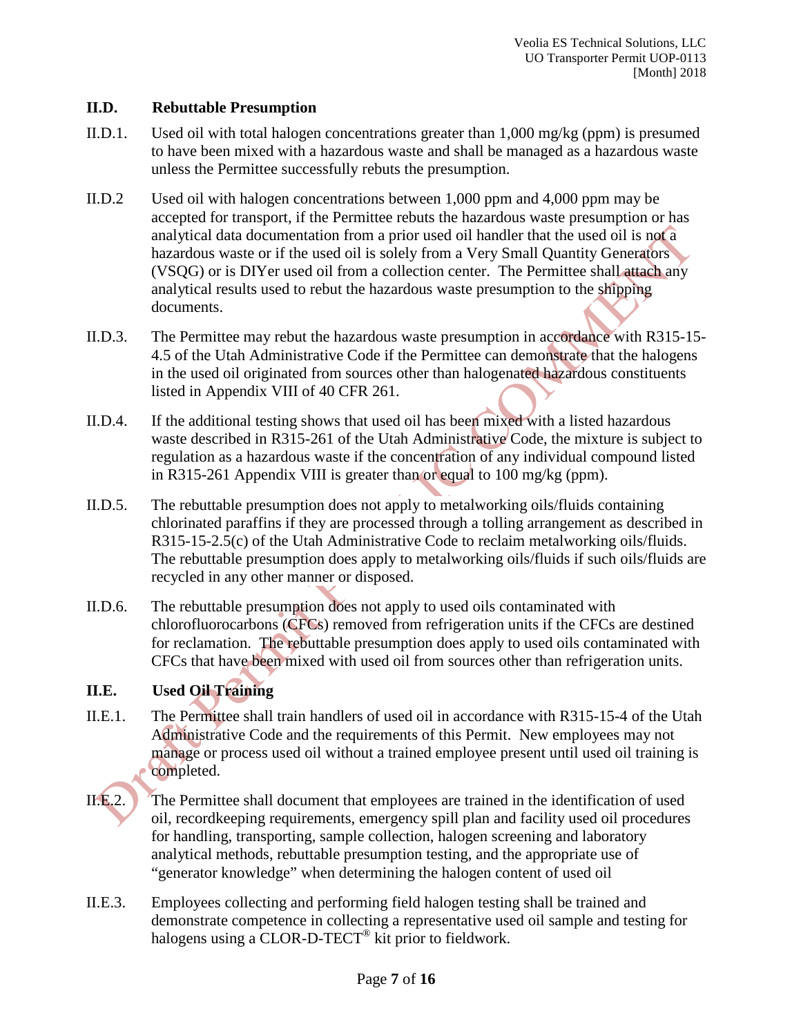### II.D. Rebuttable Presumption

II.D.1. Used oil with total halogen concentrations greater than 1,000 mg/kg (ppm) is presumed to have been mixed with a hazardous waste and shall be managed as a hazardous waste unless the Permittee successfully rebuts the presumption.

II.D.2 Used oil with halogen concentrations between 1,000 ppm and 4,000 ppm may be accepted for transport, if the Permittee rebuts the hazardous waste presumption or has analytical data documentation from a prior used oil handler that the used oil is not a hazardous waste or if the used oil is solely from a Very Small Quantity Generators (VSQG) or is DIYer used oil from a collection center. The Permittee shall attach any analytical results used to rebut the hazardous waste presumption to the shipping documents.

II.D.3. The Permittee may rebut the hazardous waste presumption in accordance with R315-15-4.5 of the Utah Administrative Code if the Permittee can demonstrate that the halogens in the used oil originated from sources other than halogenated hazardous constituents listed in Appendix VIII of 40 CFR 261.

II.D.4. If the additional testing shows that used oil has been mixed with a listed hazardous waste described in R315-261 of the Utah Administrative Code, the mixture is subject to regulation as a hazardous waste if the concentration of any individual compound listed in R315-261 Appendix VIII is greater than or equal to 100 mg/kg (ppm).

II.D.5. The rebuttable presumption does not apply to metalworking oils/fluids containing chlorinated paraffins if they are processed through a tolling arrangement as described in R315-15-2.5(c) of the Utah Administrative Code to reclaim metalworking oils/fluids. The rebuttable presumption does apply to metalworking oils/fluids if such oils/fluids are recycled in any other manner or disposed.

II.D.6. The rebuttable presumption does not apply to used oils contaminated with chlorofluorocarbons (CFCs) removed from refrigeration units if the CFCs are destined for reclamation. The rebuttable presumption does apply to used oils contaminated with CFCs that have been mixed with used oil from sources other than refrigeration units.

### II.E. Used Oil Training

II.E.1. The Permittee shall train handlers of used oil in accordance with R315-15-4 of the Utah Administrative Code and the requirements of this Permit. New employees may not manage or process used oil without a trained employee present until used oil training is completed.

II.E.2. The Permittee shall document that employees are trained in the identification of used oil, recordkeeping requirements, emergency spill plan and facility used oil procedures for handling, transporting, sample collection, halogen screening and laboratory analytical methods, rebuttable presumption testing, and the appropriate use of "generator knowledge" when determining the halogen content of used oil

II.E.3. Employees collecting and performing field halogen testing shall be trained and demonstrate competence in collecting a representative used oil sample and testing for halogens using a CLOR-D-TECT® kit prior to fieldwork.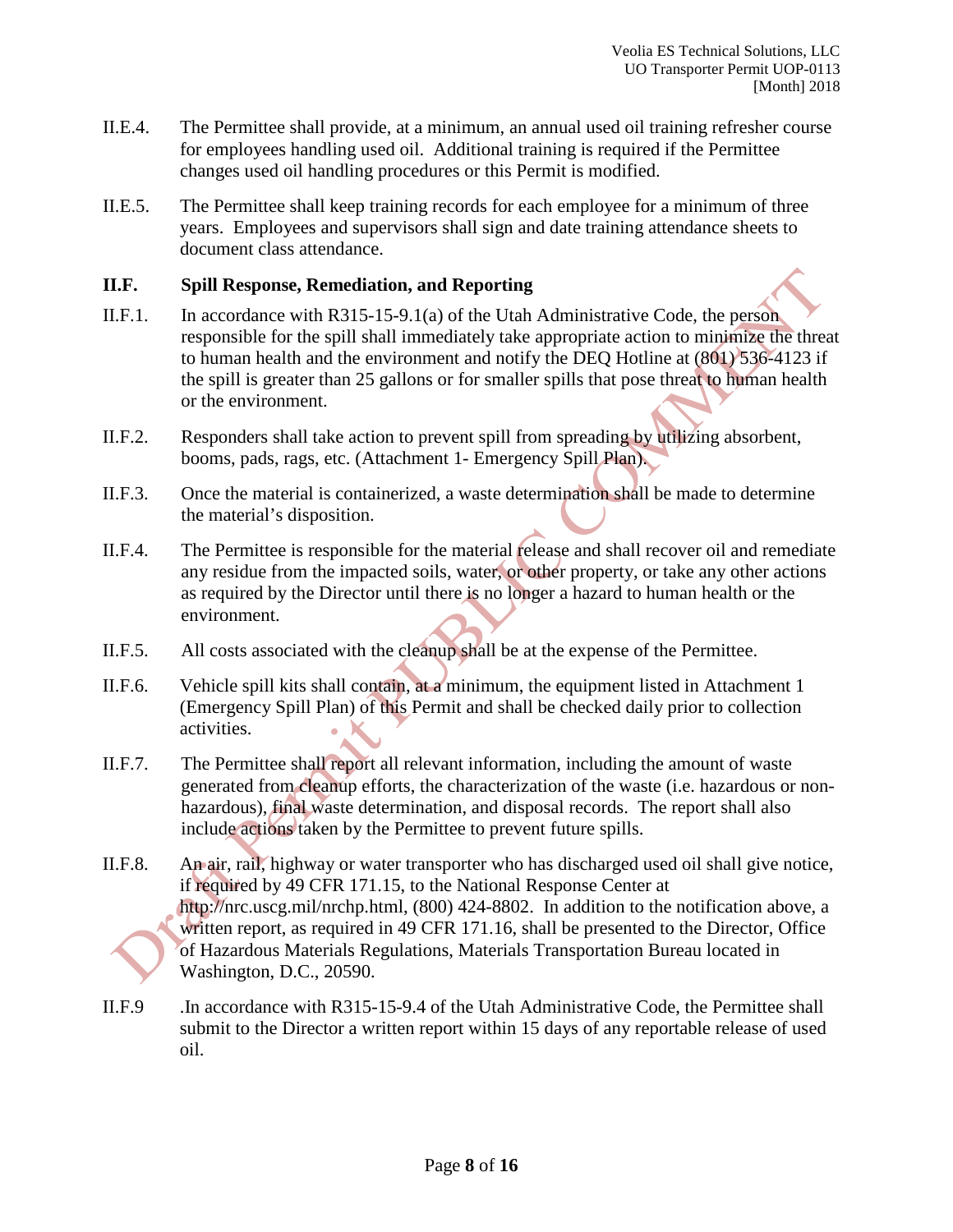II.E.4. The Permittee shall provide, at a minimum, an annual used oil training refresher course for employees handling used oil. Additional training is required if the Permittee changes used oil handling procedures or this Permit is modified.

II.E.5. The Permittee shall keep training records for each employee for a minimum of three years. Employees and supervisors shall sign and date training attendance sheets to document class attendance.

**II.F. Spill Response, Remediation, and Reporting**

II.F.1. In accordance with R315-15-9.1(a) of the Utah Administrative Code, the person responsible for the spill shall immediately take appropriate action to minimize the threat to human health and the environment and notify the DEQ Hotline at (801) 536-4123 if the spill is greater than 25 gallons or for smaller spills that pose threat to human health or the environment.

II.F.2. Responders shall take action to prevent spill from spreading by utilizing absorbent, booms, pads, rags, etc. (Attachment 1- Emergency Spill Plan).

II.F.3. Once the material is containerized, a waste determination shall be made to determine the material's disposition.

II.F.4. The Permittee is responsible for the material release and shall recover oil and remediate any residue from the impacted soils, water, or other property, or take any other actions as required by the Director until there is no longer a hazard to human health or the environment.

II.F.5. All costs associated with the cleanup shall be at the expense of the Permittee.

II.F.6. Vehicle spill kits shall contain, at a minimum, the equipment listed in Attachment 1 (Emergency Spill Plan) of this Permit and shall be checked daily prior to collection activities.

II.F.7. The Permittee shall report all relevant information, including the amount of waste generated from cleanup efforts, the characterization of the waste (i.e. hazardous or non-hazardous), final waste determination, and disposal records. The report shall also include actions taken by the Permittee to prevent future spills.

II.F.8. An air, rail, highway or water transporter who has discharged used oil shall give notice, if required by 49 CFR 171.15, to the National Response Center at http://nrc.uscg.mil/nrchp.html, (800) 424-8802. In addition to the notification above, a written report, as required in 49 CFR 171.16, shall be presented to the Director, Office of Hazardous Materials Regulations, Materials Transportation Bureau located in Washington, D.C., 20590.

II.F.9 .In accordance with R315-15-9.4 of the Utah Administrative Code, the Permittee shall submit to the Director a written report within 15 days of any reportable release of used oil.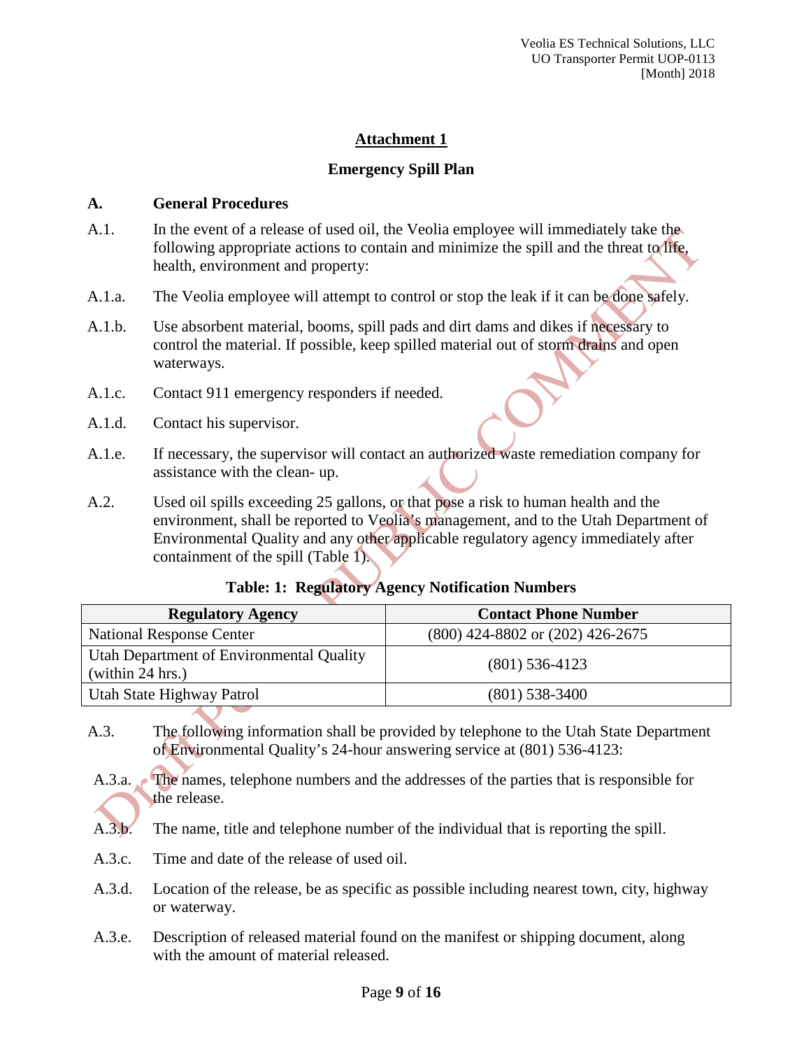# Attachment 1

## Emergency Spill Plan

### A. General Procedures

A.1. In the event of a release of used oil, the Veolia employee will immediately take the following appropriate actions to contain and minimize the spill and the threat to life, health, environment and property:

A.1.a. The Veolia employee will attempt to control or stop the leak if it can be done safely.

A.1.b. Use absorbent material, booms, spill pads and dirt dams and dikes if necessary to control the material. If possible, keep spilled material out of storm drains and open waterways.

A.1.c. Contact 911 emergency responders if needed.

A.1.d. Contact his supervisor.

A.1.e. If necessary, the supervisor will contact an authorized waste remediation company for assistance with the clean- up.

A.2. Used oil spills exceeding 25 gallons, or that pose a risk to human health and the environment, shall be reported to Veolia's management, and to the Utah Department of Environmental Quality and any other applicable regulatory agency immediately after containment of the spill (Table 1).

**Table: 1: Regulatory Agency Notification Numbers**

| Regulatory Agency | Contact Phone Number |
|---|---|
| National Response Center | (800) 424-8802 or (202) 426-2675 |
| Utah Department of Environmental Quality (within 24 hrs.) | (801) 536-4123 |
| Utah State Highway Patrol | (801) 538-3400 |

A.3. The following information shall be provided by telephone to the Utah State Department of Environmental Quality's 24-hour answering service at (801) 536-4123:

A.3.a. The names, telephone numbers and the addresses of the parties that is responsible for the release.

A.3.b. The name, title and telephone number of the individual that is reporting the spill.

A.3.c. Time and date of the release of used oil.

A.3.d. Location of the release, be as specific as possible including nearest town, city, highway or waterway.

A.3.e. Description of released material found on the manifest or shipping document, along with the amount of material released.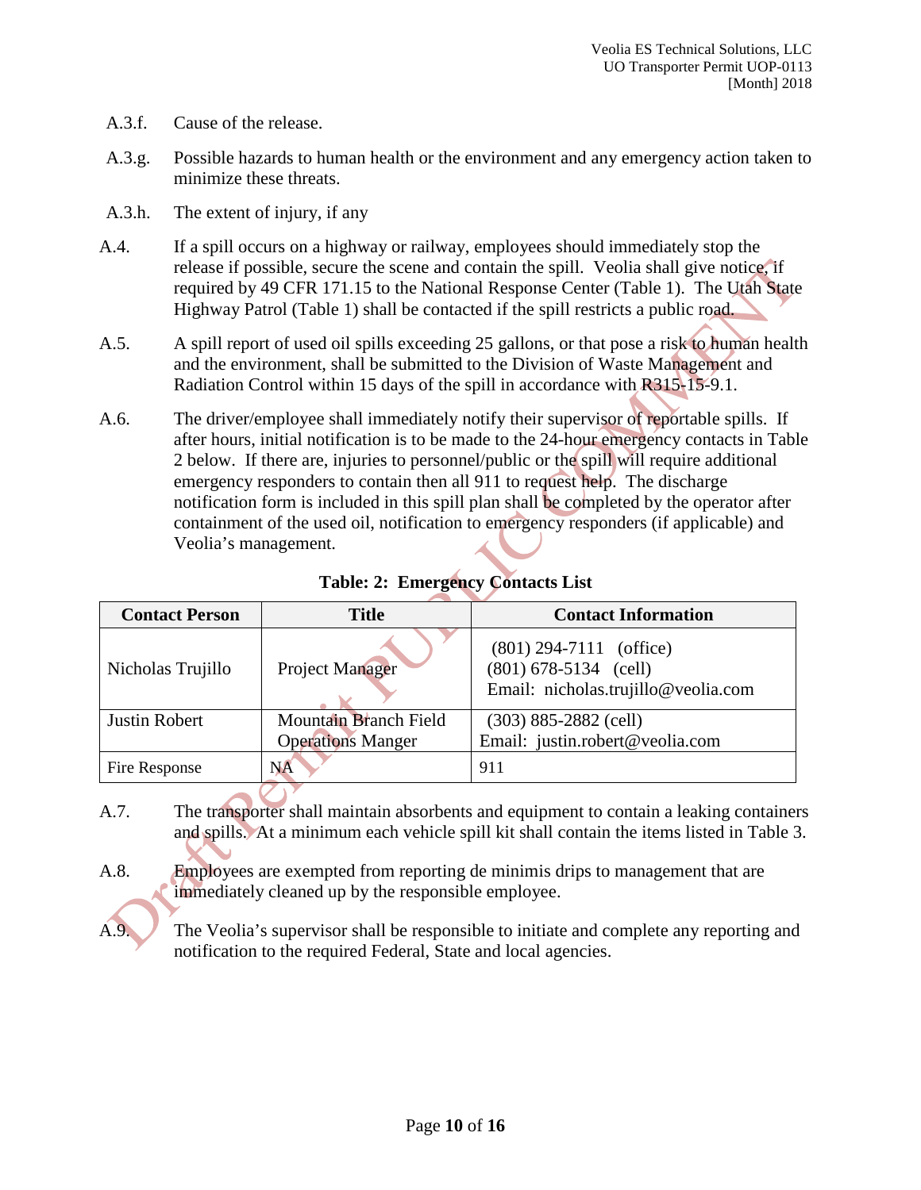A.3.f. Cause of the release.

A.3.g. Possible hazards to human health or the environment and any emergency action taken to minimize these threats.

A.3.h. The extent of injury, if any

A.4. If a spill occurs on a highway or railway, employees should immediately stop the release if possible, secure the scene and contain the spill. Veolia shall give notice, if required by 49 CFR 171.15 to the National Response Center (Table 1). The Utah State Highway Patrol (Table 1) shall be contacted if the spill restricts a public road.

A.5. A spill report of used oil spills exceeding 25 gallons, or that pose a risk to human health and the environment, shall be submitted to the Division of Waste Management and Radiation Control within 15 days of the spill in accordance with R315-15-9.1.

A.6. The driver/employee shall immediately notify their supervisor of reportable spills. If after hours, initial notification is to be made to the 24-hour emergency contacts in Table 2 below. If there are, injuries to personnel/public or the spill will require additional emergency responders to contain then all 911 to request help. The discharge notification form is included in this spill plan shall be completed by the operator after containment of the used oil, notification to emergency responders (if applicable) and Veolia's management.

**Table: 2: Emergency Contacts List**

| Contact Person | Title | Contact Information |
|---|---|---|
| Nicholas Trujillo | Project Manager | (801) 294-7111 (office)<br>(801) 678-5134 (cell)<br>Email: nicholas.trujillo@veolia.com |
| Justin Robert | Mountain Branch Field Operations Manger | (303) 885-2882 (cell)<br>Email: justin.robert@veolia.com |
| Fire Response | NA | 911 |

A.7. The transporter shall maintain absorbents and equipment to contain a leaking containers and spills. At a minimum each vehicle spill kit shall contain the items listed in Table 3.

A.8. Employees are exempted from reporting de minimis drips to management that are immediately cleaned up by the responsible employee.

A.9. The Veolia's supervisor shall be responsible to initiate and complete any reporting and notification to the required Federal, State and local agencies.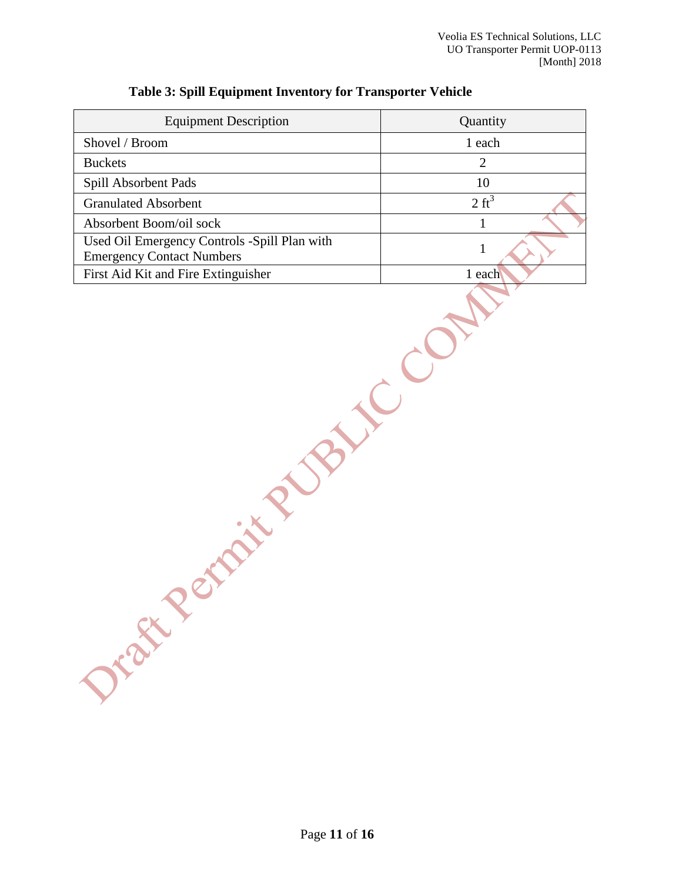**Table 3: Spill Equipment Inventory for Transporter Vehicle**

| Equipment Description | Quantity |
|---|---|
| Shovel / Broom | 1 each |
| Buckets | 2 |
| Spill Absorbent Pads | 10 |
| Granulated Absorbent | 2 $ft^3$ |
| Absorbent Boom/oil sock | 1 |
| Used Oil Emergency Controls -Spill Plan with Emergency Contact Numbers | 1 |
| First Aid Kit and Fire Extinguisher | 1 each |

Draft Permit PUBLIC COMMENT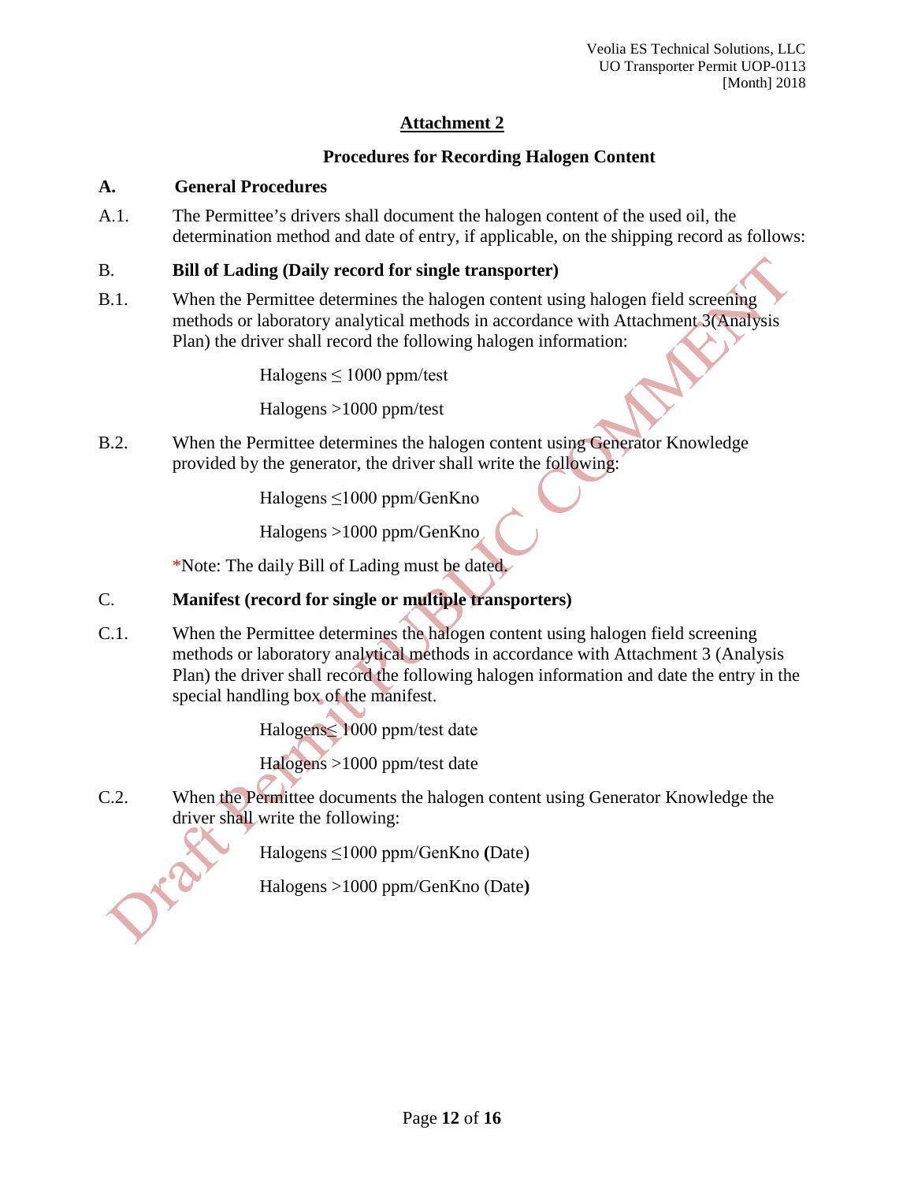## Attachment 2

### Procedures for Recording Halogen Content

**A. General Procedures**

A.1. The Permittee's drivers shall document the halogen content of the used oil, the determination method and date of entry, if applicable, on the shipping record as follows:

**B. Bill of Lading (Daily record for single transporter)**

B.1. When the Permittee determines the halogen content using halogen field screening methods or laboratory analytical methods in accordance with Attachment 3(Analysis Plan) the driver shall record the following halogen information:

Halogens ≤ 1000 ppm/test

Halogens >1000 ppm/test

B.2. When the Permittee determines the halogen content using Generator Knowledge provided by the generator, the driver shall write the following:

Halogens ≤1000 ppm/GenKno

Halogens >1000 ppm/GenKno

*Note: The daily Bill of Lading must be dated.

**C. Manifest (record for single or multiple transporters)**

C.1. When the Permittee determines the halogen content using halogen field screening methods or laboratory analytical methods in accordance with Attachment 3 (Analysis Plan) the driver shall record the following halogen information and date the entry in the special handling box of the manifest.

Halogens≤ 1000 ppm/test date

Halogens >1000 ppm/test date

C.2. When the Permittee documents the halogen content using Generator Knowledge the driver shall write the following:

Halogens ≤1000 ppm/GenKno **(**Date)

Halogens >1000 ppm/GenKno (Date**)**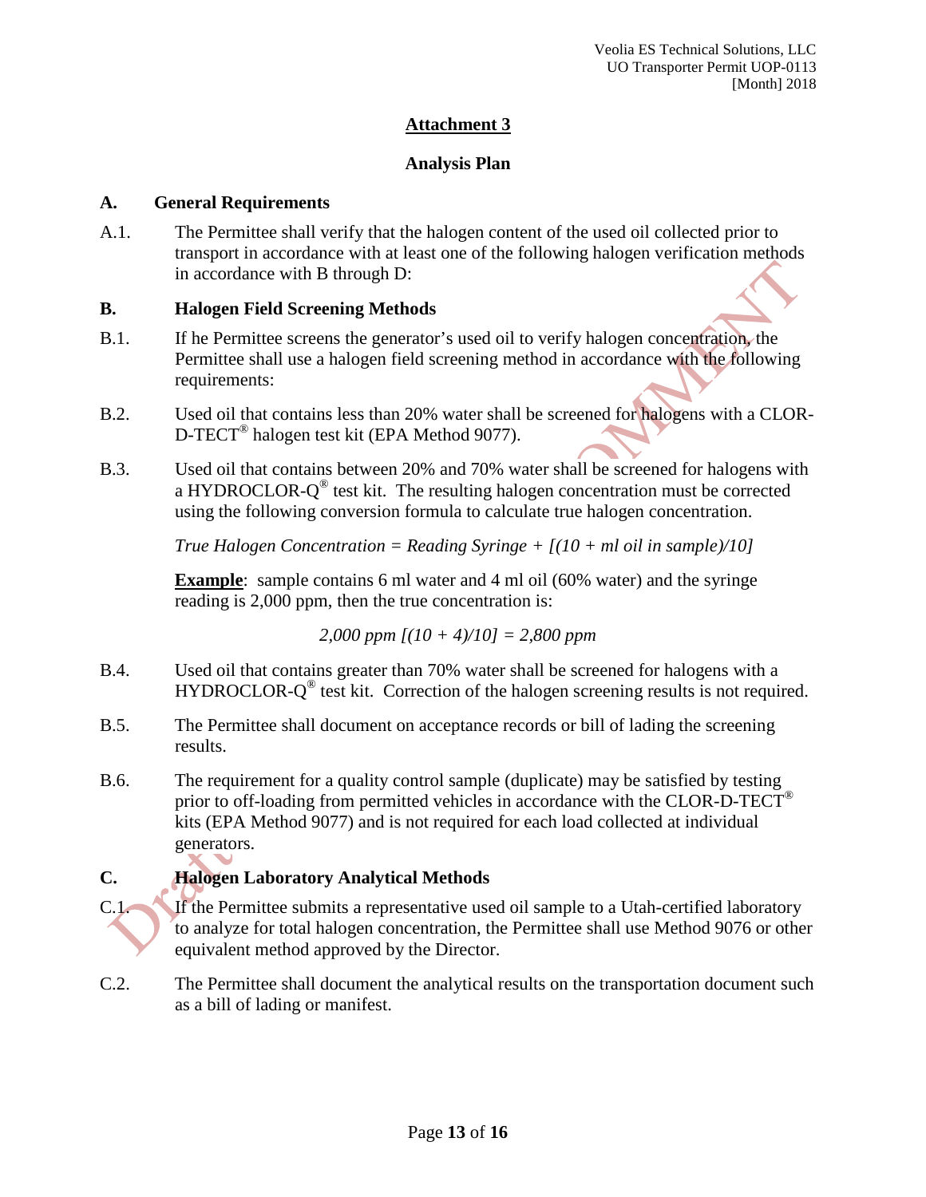## Attachment 3

### Analysis Plan

**A. General Requirements**

A.1. The Permittee shall verify that the halogen content of the used oil collected prior to transport in accordance with at least one of the following halogen verification methods in accordance with B through D:

**B. Halogen Field Screening Methods**

B.1. If he Permittee screens the generator's used oil to verify halogen concentration, the Permittee shall use a halogen field screening method in accordance with the following requirements:

B.2. Used oil that contains less than 20% water shall be screened for halogens with a CLOR-D-TECT® halogen test kit (EPA Method 9077).

B.3. Used oil that contains between 20% and 70% water shall be screened for halogens with a HYDROCLOR-Q® test kit. The resulting halogen concentration must be corrected using the following conversion formula to calculate true halogen concentration.

*True Halogen Concentration = Reading Syringe + [(10 + ml oil in sample)/10]*

**Example**: sample contains 6 ml water and 4 ml oil (60% water) and the syringe reading is 2,000 ppm, then the true concentration is:

*2,000 ppm [(10 + 4)/10] = 2,800 ppm*

B.4. Used oil that contains greater than 70% water shall be screened for halogens with a HYDROCLOR-Q® test kit. Correction of the halogen screening results is not required.

B.5. The Permittee shall document on acceptance records or bill of lading the screening results.

B.6. The requirement for a quality control sample (duplicate) may be satisfied by testing prior to off-loading from permitted vehicles in accordance with the CLOR-D-TECT® kits (EPA Method 9077) and is not required for each load collected at individual generators.

**C. Halogen Laboratory Analytical Methods**

C.1. If the Permittee submits a representative used oil sample to a Utah-certified laboratory to analyze for total halogen concentration, the Permittee shall use Method 9076 or other equivalent method approved by the Director.

C.2. The Permittee shall document the analytical results on the transportation document such as a bill of lading or manifest.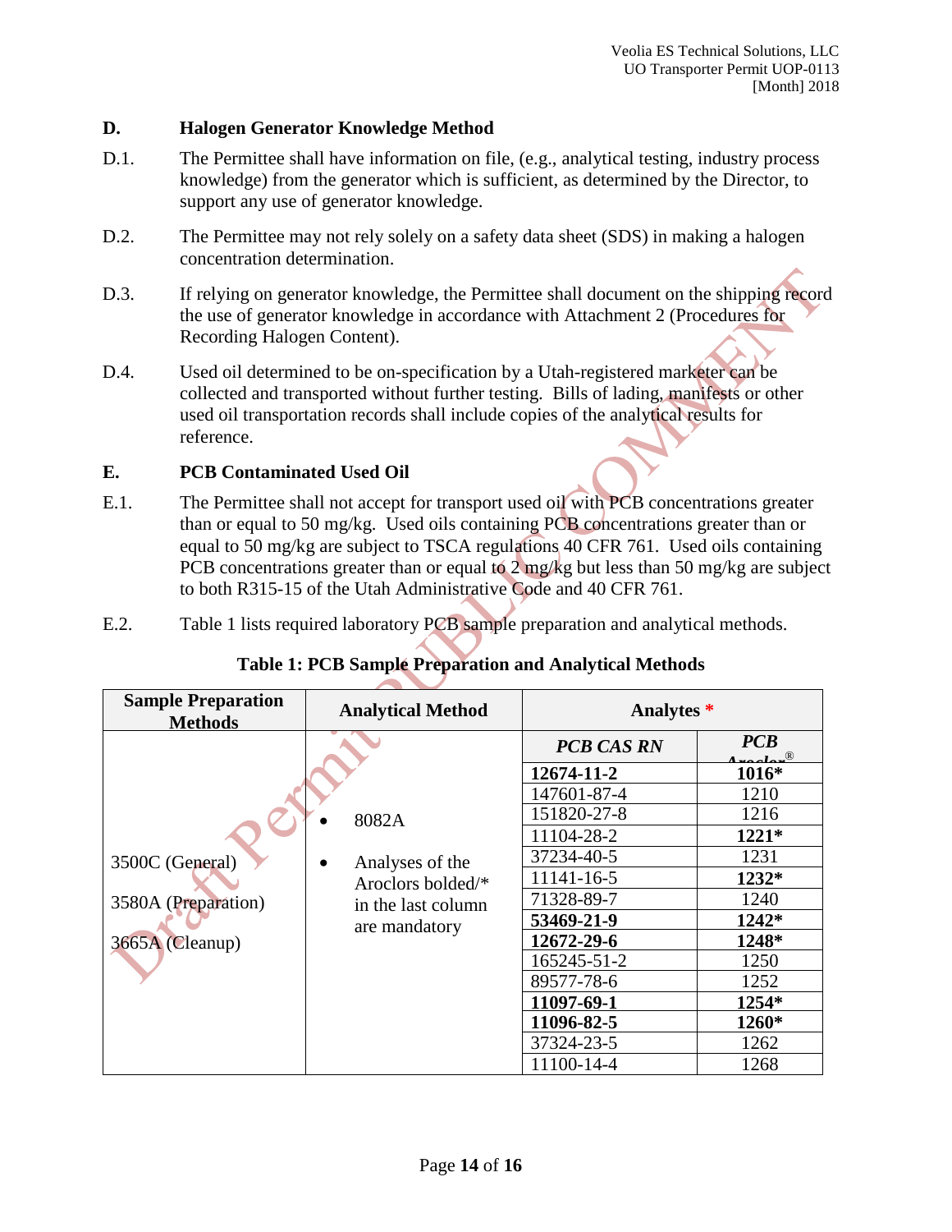## D. Halogen Generator Knowledge Method

D.1. The Permittee shall have information on file, (e.g., analytical testing, industry process knowledge) from the generator which is sufficient, as determined by the Director, to support any use of generator knowledge.

D.2. The Permittee may not rely solely on a safety data sheet (SDS) in making a halogen concentration determination.

D.3. If relying on generator knowledge, the Permittee shall document on the shipping record the use of generator knowledge in accordance with Attachment 2 (Procedures for Recording Halogen Content).

D.4. Used oil determined to be on-specification by a Utah-registered marketer can be collected and transported without further testing. Bills of lading, manifests or other used oil transportation records shall include copies of the analytical results for reference.

## E. PCB Contaminated Used Oil

E.1. The Permittee shall not accept for transport used oil with PCB concentrations greater than or equal to 50 mg/kg. Used oils containing PCB concentrations greater than or equal to 50 mg/kg are subject to TSCA regulations 40 CFR 761. Used oils containing PCB concentrations greater than or equal to 2 mg/kg but less than 50 mg/kg are subject to both R315-15 of the Utah Administrative Code and 40 CFR 761.

E.2. Table 1 lists required laboratory PCB sample preparation and analytical methods.

**Table 1: PCB Sample Preparation and Analytical Methods**

| Sample Preparation Methods | Analytical Method | Analytes * | |
|---|---|---|---|
| | | ***PCB CAS RN*** | ***PCB Aroclor®*** |
| 3500C (General)<br>3580A (Preparation)<br>3665A (Cleanup) | • 8082A<br>• Analyses of the Aroclors bolded/* in the last column are mandatory | **12674-11-2** | **1016*** |
| | | 147601-87-4 | 1210 |
| | | 151820-27-8 | 1216 |
| | | **11104-28-2** | **1221*** |
| | | 37234-40-5 | 1231 |
| | | 11141-16-5 | **1232*** |
| | | 71328-89-7 | 1240 |
| | | **53469-21-9** | **1242*** |
| | | **12672-29-6** | **1248*** |
| | | 165245-51-2 | 1250 |
| | | 89577-78-6 | 1252 |
| | | **11097-69-1** | **1254*** |
| | | **11096-82-5** | **1260*** |
| | | 37324-23-5 | 1262 |
| | | 11100-14-4 | 1268 |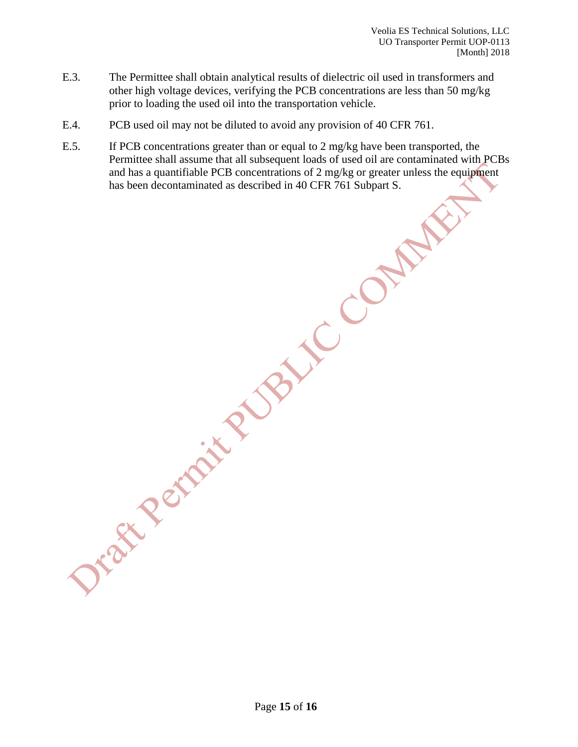E.3. The Permittee shall obtain analytical results of dielectric oil used in transformers and other high voltage devices, verifying the PCB concentrations are less than 50 mg/kg prior to loading the used oil into the transportation vehicle.

E.4. PCB used oil may not be diluted to avoid any provision of 40 CFR 761.

E.5. If PCB concentrations greater than or equal to 2 mg/kg have been transported, the Permittee shall assume that all subsequent loads of used oil are contaminated with PCBs and has a quantifiable PCB concentrations of 2 mg/kg or greater unless the equipment has been decontaminated as described in 40 CFR 761 Subpart S.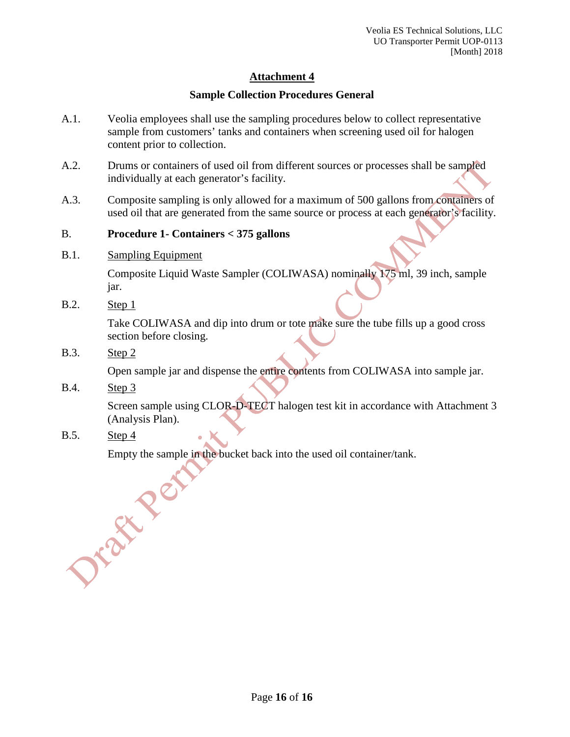## Attachment 4

### Sample Collection Procedures General

A.1. Veolia employees shall use the sampling procedures below to collect representative sample from customers' tanks and containers when screening used oil for halogen content prior to collection.

A.2. Drums or containers of used oil from different sources or processes shall be sampled individually at each generator's facility.

A.3. Composite sampling is only allowed for a maximum of 500 gallons from containers of used oil that are generated from the same source or process at each generator's facility.

B. **Procedure 1- Containers < 375 gallons**

B.1. Sampling Equipment

Composite Liquid Waste Sampler (COLIWASA) nominally 175 ml, 39 inch, sample jar.

B.2. Step 1

Take COLIWASA and dip into drum or tote make sure the tube fills up a good cross section before closing.

B.3. Step 2

Open sample jar and dispense the entire contents from COLIWASA into sample jar.

B.4. Step 3

Screen sample using CLOR-D-TECT halogen test kit in accordance with Attachment 3 (Analysis Plan).

B.5. Step 4

Empty the sample in the bucket back into the used oil container/tank.